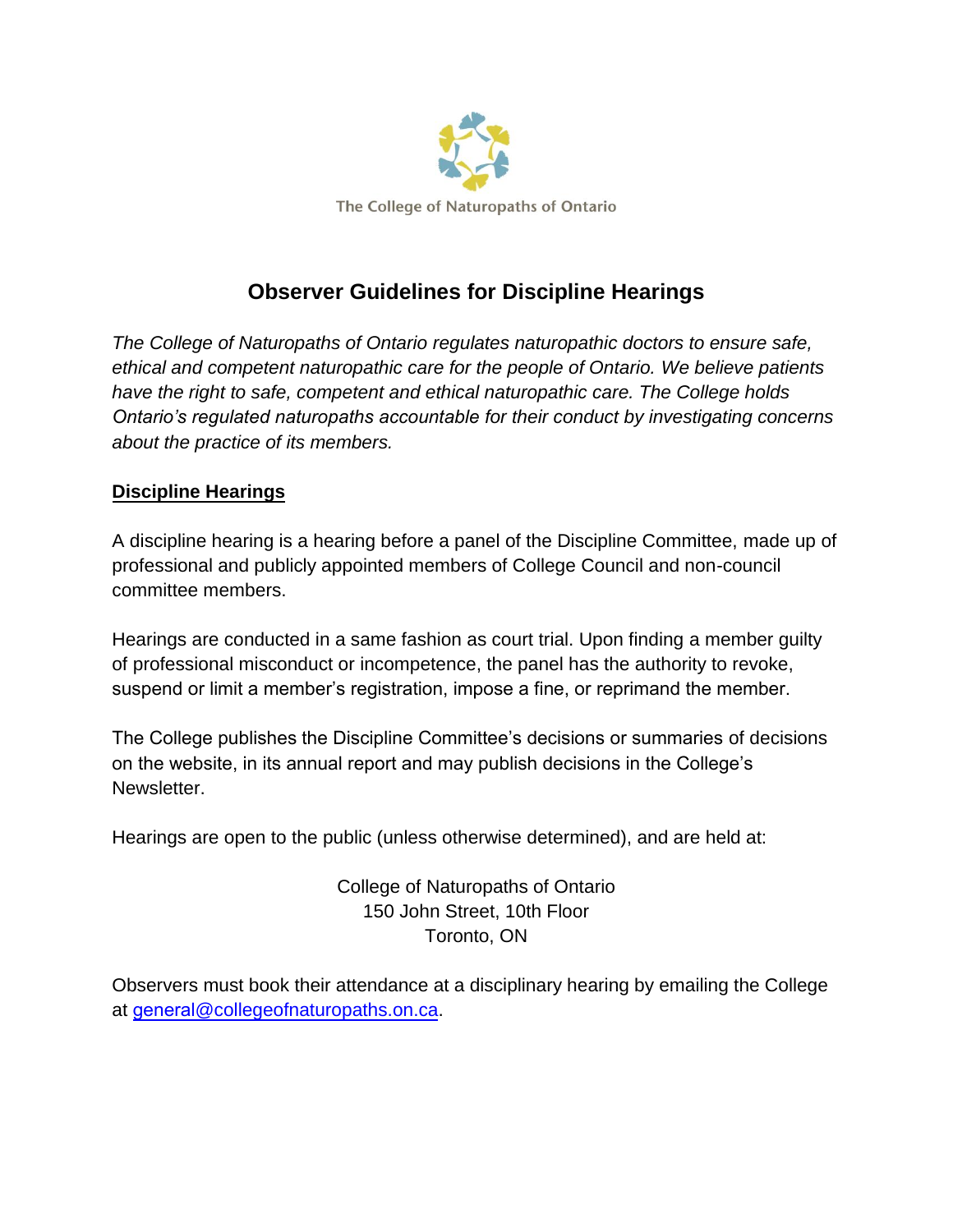The College of Naturopaths of Ontario

# Observer Guidelines for Discipline Hearings

*The College of Naturopaths of Ontario regulates naturopathic doctors to ensure safe, ethical and competent naturopathic care for the people of Ontario. We believe patients have the right to safe, competent and ethical naturopathic care. The College holds Ontario's regulated naturopaths accountable for their conduct by investigating concerns about the practice of its members.*

## Discipline Hearings

A discipline hearing is a hearing before a panel of the Discipline Committee, made up of professional and publicly appointed members of College Council and non-council committee members.

Hearings are conducted in a same fashion as court trial. Upon finding a member guilty of professional misconduct or incompetence, the panel has the authority to revoke, suspend or limit a member's registration, impose a fine, or reprimand the member.

The College publishes the Discipline Committee's decisions or summaries of decisions on the website, in its annual report and may publish decisions in the College's Newsletter.

Hearings are open to the public (unless otherwise determined), and are held at:

College of Naturopaths of Ontario
150 John Street, 10th Floor
Toronto, ON

Observers must book their attendance at a disciplinary hearing by emailing the College at general@collegeofnaturopaths.on.ca.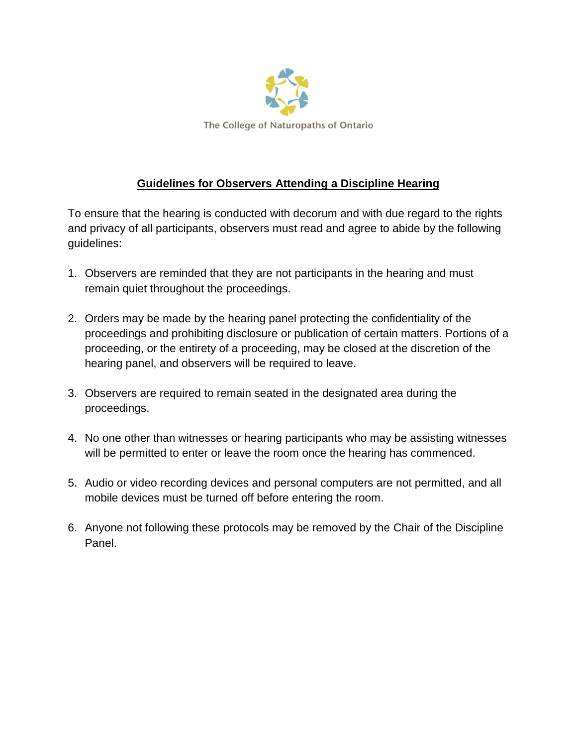The College of Naturopaths of Ontario

## Guidelines for Observers Attending a Discipline Hearing

To ensure that the hearing is conducted with decorum and with due regard to the rights and privacy of all participants, observers must read and agree to abide by the following guidelines:

1. Observers are reminded that they are not participants in the hearing and must remain quiet throughout the proceedings.
2. Orders may be made by the hearing panel protecting the confidentiality of the proceedings and prohibiting disclosure or publication of certain matters. Portions of a proceeding, or the entirety of a proceeding, may be closed at the discretion of the hearing panel, and observers will be required to leave.
3. Observers are required to remain seated in the designated area during the proceedings.
4. No one other than witnesses or hearing participants who may be assisting witnesses will be permitted to enter or leave the room once the hearing has commenced.
5. Audio or video recording devices and personal computers are not permitted, and all mobile devices must be turned off before entering the room.
6. Anyone not following these protocols may be removed by the Chair of the Discipline Panel.